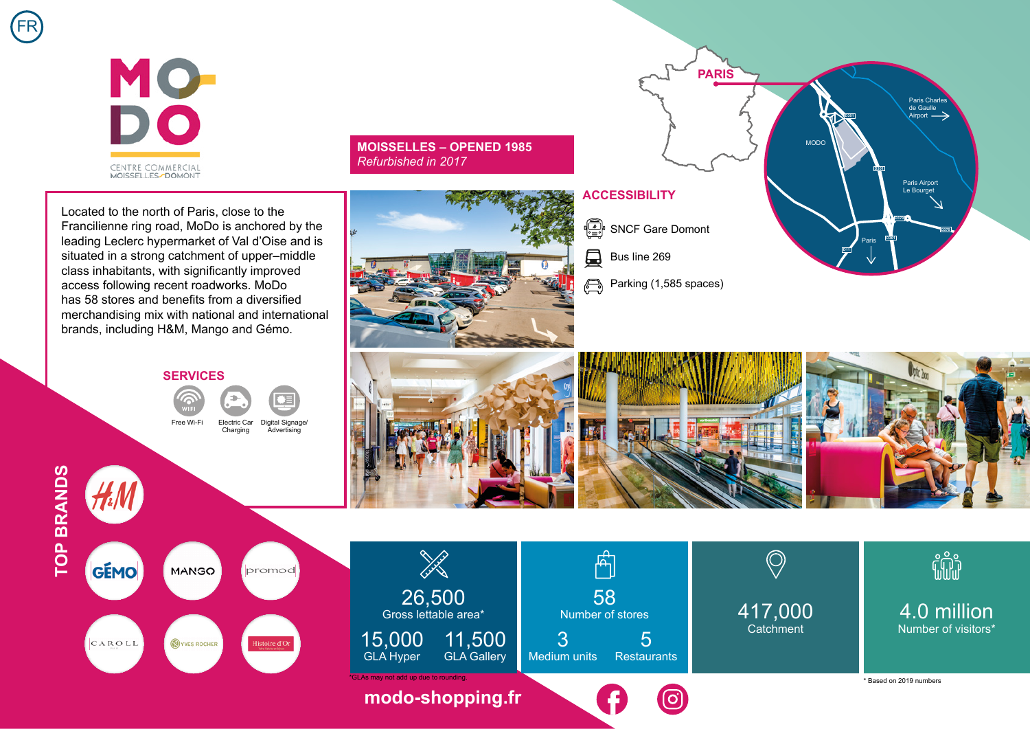FR

# MODO

CENTRE COMMERCIAL MOISSELLES DOMONT

## MOISSELLES – OPENED 1985
*Refurbished in 2017*

Located to the north of Paris, close to the Francilienne ring road, MoDo is anchored by the leading Leclerc hypermarket of Val d'Oise and is situated in a strong catchment of upper–middle class inhabitants, with significantly improved access following recent roadworks. MoDo has 58 stores and benefits from a diversified merchandising mix with national and international brands, including H&M, Mango and Gémo.

## SERVICES

- Free Wi-Fi
- Electric Car Charging
- Digital Signage/ Advertising

## ACCESSIBILITY

- SNCF Gare Domont
- Bus line 269
- Parking (1,585 spaces)

PARIS

MODO · Paris Charles de Gaulle Airport · Paris Airport Le Bourget · Paris

## TOP BRANDS

H&M · GÉMO · MANGO · promod · CAROLL · YVES ROCHER · Histoire d'Or

| | | | |
|---|---|---|---|
| **26,500** Gross lettable area* | **58** Number of stores | **417,000** Catchment | **4.0 million** Number of visitors* |
| **15,000** GLA Hyper · **11,500** GLA Gallery | **3** Medium units · **5** Restaurants | | |

*GLAs may not add up due to rounding.

* Based on 2019 numbers

**modo-shopping.fr**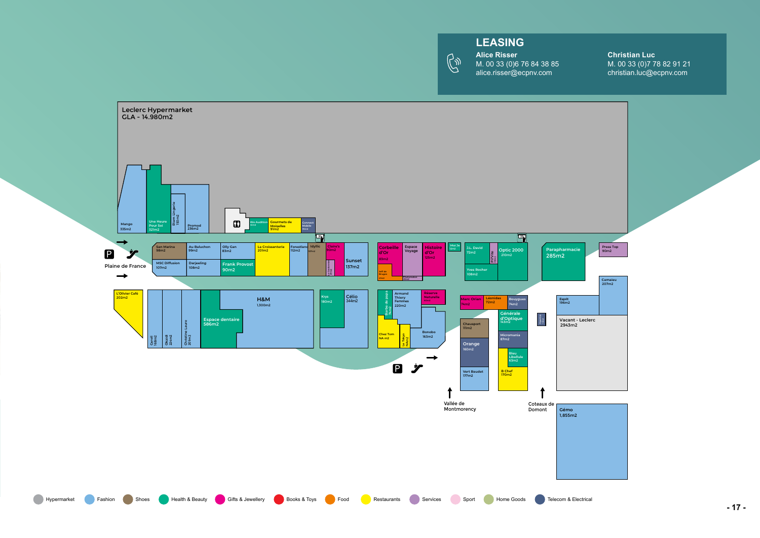## LEASING

**Alice Risser**
M. 00 33 (0)6 76 84 38 85
alice.risser@ecpnv.com

**Christian Luc**
M. 00 33 (0)7 78 82 91 21
christian.luc@ecpnv.com

Leclerc Hypermarket
GLA - 14.980m2

Mango 335m2
Une Heure Pour Soi 321m2
Etam Lingerie 150m2
Promod 236m2
We Audition
Gourmets de Moiselles 91m2
Connect Mobile

Plaine de France

San Marina 98m2
Au Baluchon 99m2
Olly Gan 83m2
La Croissanterie 201m2
Forestland 112m2
Idyllic
Claire's 80m2
Sunset 137m2
MSC Diffusion 107m2
Darjeeling 108m2
Frank Provost 90m2

Corbeille d'Or 83m2
Espace Voyage
Histoire d'Or 125m2
Moi Je
J.L. David 72m2
Optic 2000 210m2
Yves Rocher 108m2
Parapharmacie 285m2
Press Top 90m2

L'Olivier Café 202m2
Caroll 168m2
Okaïdi 224m2
Christine Laure 201m2
Espace dentaire 586m2
H&M 1,300m2
Krys 180m2
Célio 344m2

Armand Thiery Femmes 220m2
Réserve Naturelle
Chez Tom NA m2
La Tokyo NAm2
Bonobo 163m2

Marc Orian 74m2
Léonidas 72m2
Bouygues 74m2
Générale d'Optique 143m2
Chausport 111m2
Micromania 87m2
Orange 160m2
Bleu Libellule 63m2
Vert Baudet 177m2
B Chef 170m2

Camaieu 207m2
Esprit 196m2
Vacant - Leclerc 2943m2
Gémo 1,855m2

Vallée de Montmorency
Coteaux de Domont

Hypermarket | Fashion | Shoes | Health & Beauty | Gifts & Jewellery | Books & Toys | Food | Restaurants | Services | Sport | Home Goods | Telecom & Electrical